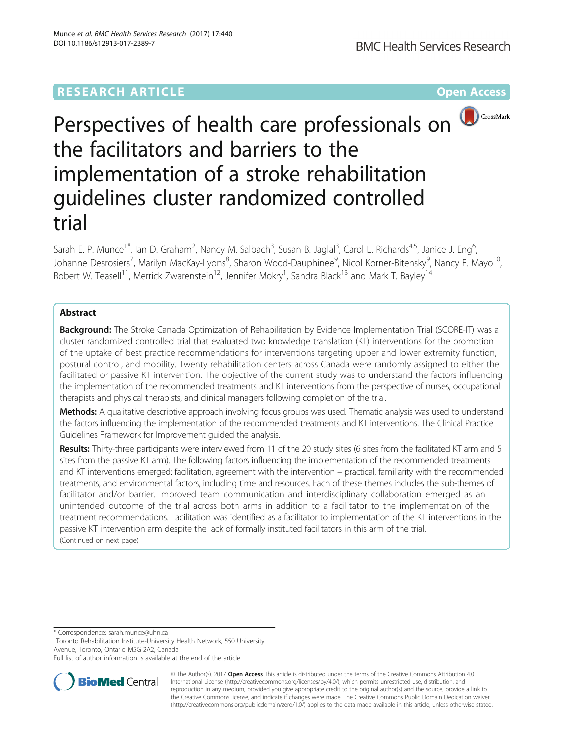RESEARCH ARTICLE

Open Access

# Perspectives of health care professionals on the facilitators and barriers to the implementation of a stroke rehabilitation guidelines cluster randomized controlled trial

Sarah E. P. Munce[1*], Ian D. Graham[2], Nancy M. Salbach[3], Susan B. Jaglal[3], Carol L. Richards[4,5], Janice J. Eng[6], Johanne Desrosiers[7], Marilyn MacKay-Lyons[8], Sharon Wood-Dauphinee[9], Nicol Korner-Bitensky[9], Nancy E. Mayo[10], Robert W. Teasell[11], Merrick Zwarenstein[12], Jennifer Mokry[1], Sandra Black[13] and Mark T. Bayley[14]

## Abstract

**Background:** The Stroke Canada Optimization of Rehabilitation by Evidence Implementation Trial (SCORE-IT) was a cluster randomized controlled trial that evaluated two knowledge translation (KT) interventions for the promotion of the uptake of best practice recommendations for interventions targeting upper and lower extremity function, postural control, and mobility. Twenty rehabilitation centers across Canada were randomly assigned to either the facilitated or passive KT intervention. The objective of the current study was to understand the factors influencing the implementation of the recommended treatments and KT interventions from the perspective of nurses, occupational therapists and physical therapists, and clinical managers following completion of the trial.

**Methods:** A qualitative descriptive approach involving focus groups was used. Thematic analysis was used to understand the factors influencing the implementation of the recommended treatments and KT interventions. The Clinical Practice Guidelines Framework for Improvement guided the analysis.

**Results:** Thirty-three participants were interviewed from 11 of the 20 study sites (6 sites from the facilitated KT arm and 5 sites from the passive KT arm). The following factors influencing the implementation of the recommended treatments and KT interventions emerged: facilitation, agreement with the intervention – practical, familiarity with the recommended treatments, and environmental factors, including time and resources. Each of these themes includes the sub-themes of facilitator and/or barrier. Improved team communication and interdisciplinary collaboration emerged as an unintended outcome of the trial across both arms in addition to a facilitator to the implementation of the treatment recommendations. Facilitation was identified as a facilitator to implementation of the KT interventions in the passive KT intervention arm despite the lack of formally instituted facilitators in this arm of the trial.

(Continued on next page)

* Correspondence: sarah.munce@uhn.ca
[1]Toronto Rehabilitation Institute-University Health Network, 550 University Avenue, Toronto, Ontario M5G 2A2, Canada
Full list of author information is available at the end of the article

© The Author(s). 2017 **Open Access** This article is distributed under the terms of the Creative Commons Attribution 4.0 International License (http://creativecommons.org/licenses/by/4.0/), which permits unrestricted use, distribution, and reproduction in any medium, provided you give appropriate credit to the original author(s) and the source, provide a link to the Creative Commons license, and indicate if changes were made. The Creative Commons Public Domain Dedication waiver (http://creativecommons.org/publicdomain/zero/1.0/) applies to the data made available in this article, unless otherwise stated.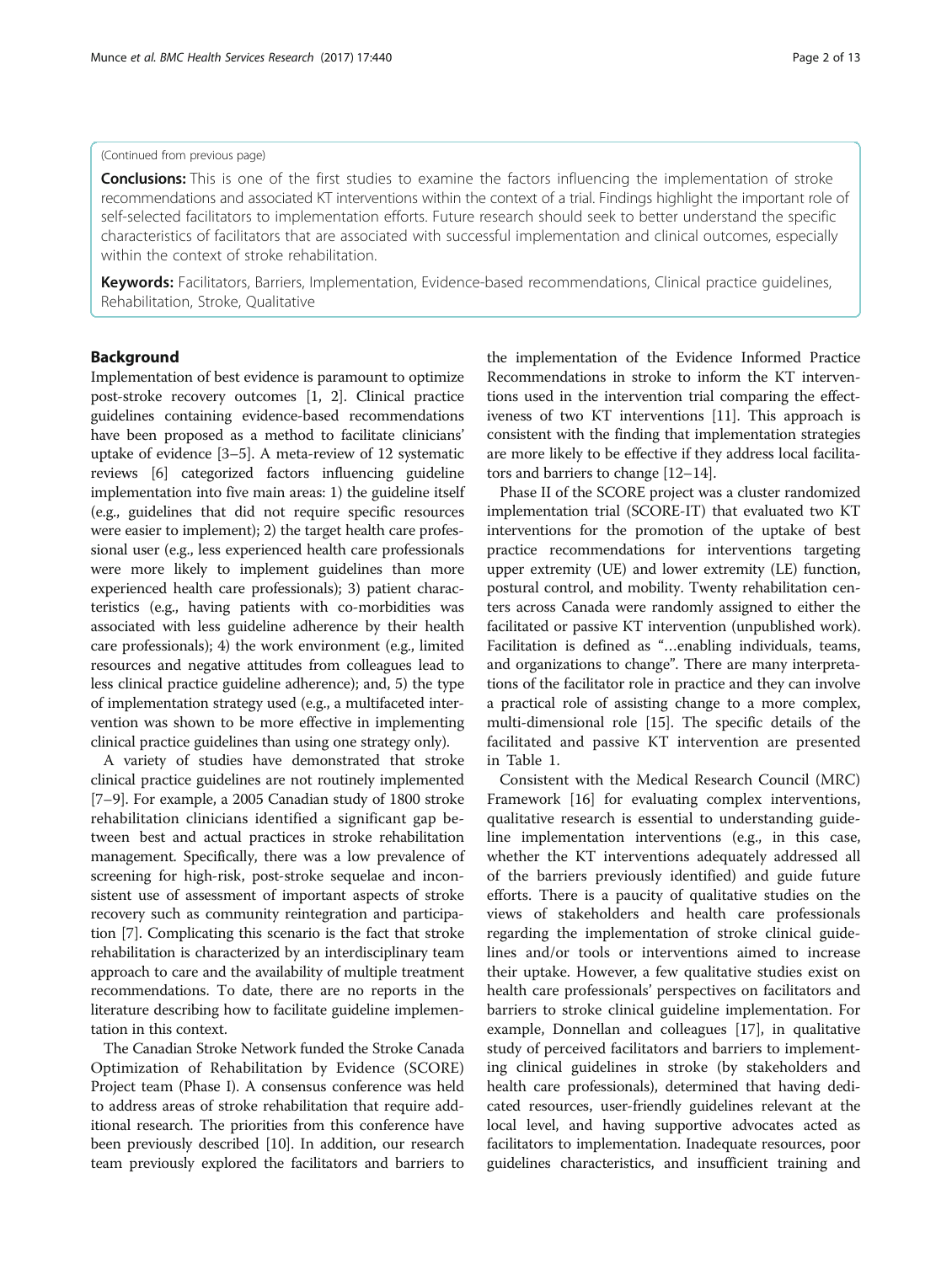(Continued from previous page)

**Conclusions:** This is one of the first studies to examine the factors influencing the implementation of stroke recommendations and associated KT interventions within the context of a trial. Findings highlight the important role of self-selected facilitators to implementation efforts. Future research should seek to better understand the specific characteristics of facilitators that are associated with successful implementation and clinical outcomes, especially within the context of stroke rehabilitation.

**Keywords:** Facilitators, Barriers, Implementation, Evidence-based recommendations, Clinical practice guidelines, Rehabilitation, Stroke, Qualitative

## Background

Implementation of best evidence is paramount to optimize post-stroke recovery outcomes [1, 2]. Clinical practice guidelines containing evidence-based recommendations have been proposed as a method to facilitate clinicians' uptake of evidence [3–5]. A meta-review of 12 systematic reviews [6] categorized factors influencing guideline implementation into five main areas: 1) the guideline itself (e.g., guidelines that did not require specific resources were easier to implement); 2) the target health care professional user (e.g., less experienced health care professionals were more likely to implement guidelines than more experienced health care professionals); 3) patient characteristics (e.g., having patients with co-morbidities was associated with less guideline adherence by their health care professionals); 4) the work environment (e.g., limited resources and negative attitudes from colleagues lead to less clinical practice guideline adherence); and, 5) the type of implementation strategy used (e.g., a multifaceted intervention was shown to be more effective in implementing clinical practice guidelines than using one strategy only).

A variety of studies have demonstrated that stroke clinical practice guidelines are not routinely implemented [7–9]. For example, a 2005 Canadian study of 1800 stroke rehabilitation clinicians identified a significant gap between best and actual practices in stroke rehabilitation management. Specifically, there was a low prevalence of screening for high-risk, post-stroke sequelae and inconsistent use of assessment of important aspects of stroke recovery such as community reintegration and participation [7]. Complicating this scenario is the fact that stroke rehabilitation is characterized by an interdisciplinary team approach to care and the availability of multiple treatment recommendations. To date, there are no reports in the literature describing how to facilitate guideline implementation in this context.

The Canadian Stroke Network funded the Stroke Canada Optimization of Rehabilitation by Evidence (SCORE) Project team (Phase I). A consensus conference was held to address areas of stroke rehabilitation that require additional research. The priorities from this conference have been previously described [10]. In addition, our research team previously explored the facilitators and barriers to the implementation of the Evidence Informed Practice Recommendations in stroke to inform the KT interventions used in the intervention trial comparing the effectiveness of two KT interventions [11]. This approach is consistent with the finding that implementation strategies are more likely to be effective if they address local facilitators and barriers to change [12–14].

Phase II of the SCORE project was a cluster randomized implementation trial (SCORE-IT) that evaluated two KT interventions for the promotion of the uptake of best practice recommendations for interventions targeting upper extremity (UE) and lower extremity (LE) function, postural control, and mobility. Twenty rehabilitation centers across Canada were randomly assigned to either the facilitated or passive KT intervention (unpublished work). Facilitation is defined as "…enabling individuals, teams, and organizations to change". There are many interpretations of the facilitator role in practice and they can involve a practical role of assisting change to a more complex, multi-dimensional role [15]. The specific details of the facilitated and passive KT intervention are presented in Table 1.

Consistent with the Medical Research Council (MRC) Framework [16] for evaluating complex interventions, qualitative research is essential to understanding guideline implementation interventions (e.g., in this case, whether the KT interventions adequately addressed all of the barriers previously identified) and guide future efforts. There is a paucity of qualitative studies on the views of stakeholders and health care professionals regarding the implementation of stroke clinical guidelines and/or tools or interventions aimed to increase their uptake. However, a few qualitative studies exist on health care professionals' perspectives on facilitators and barriers to stroke clinical guideline implementation. For example, Donnellan and colleagues [17], in qualitative study of perceived facilitators and barriers to implementing clinical guidelines in stroke (by stakeholders and health care professionals), determined that having dedicated resources, user-friendly guidelines relevant at the local level, and having supportive advocates acted as facilitators to implementation. Inadequate resources, poor guidelines characteristics, and insufficient training and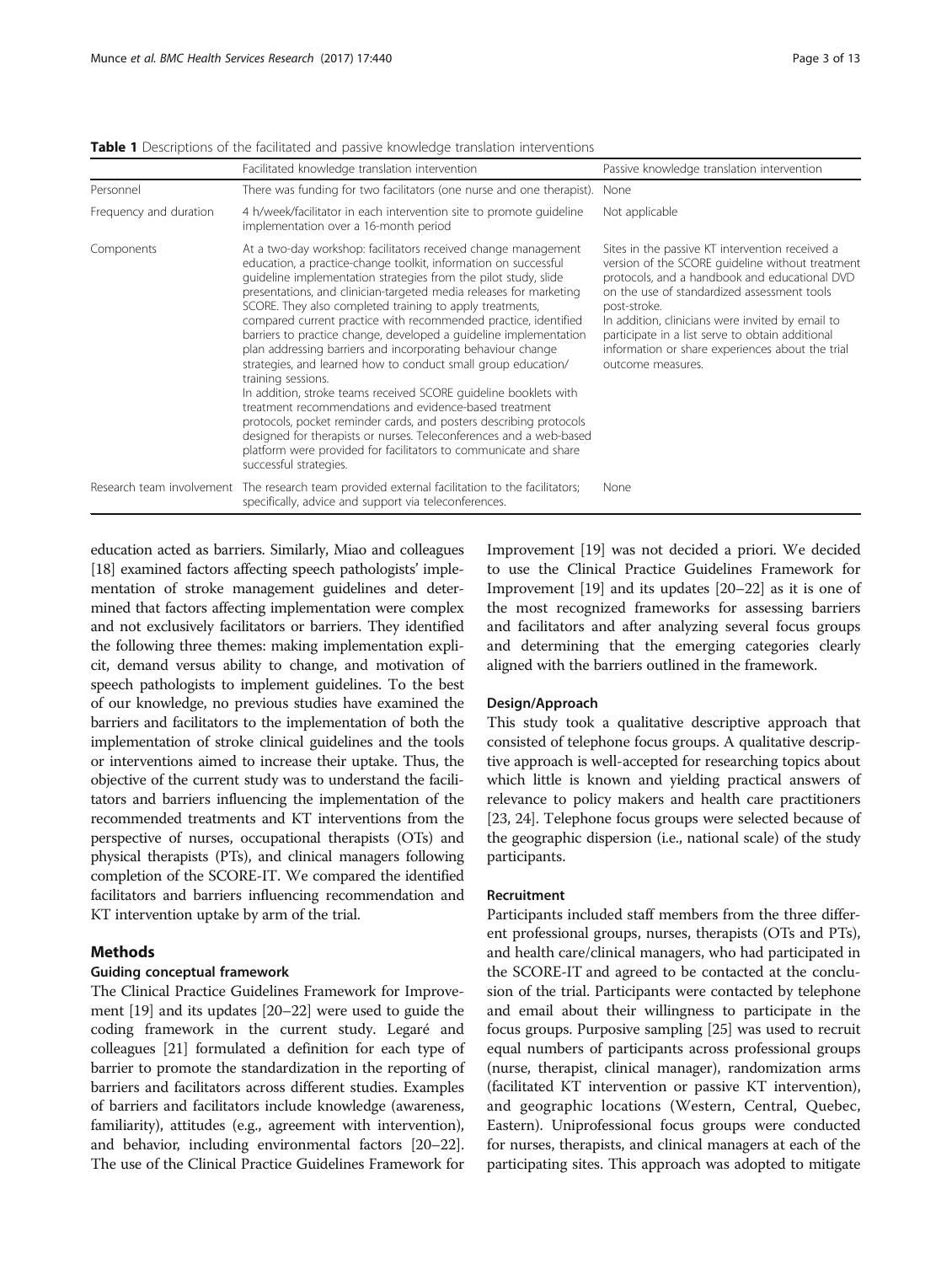**Table 1** Descriptions of the facilitated and passive knowledge translation interventions

| | Facilitated knowledge translation intervention | Passive knowledge translation intervention |
|---|---|---|
| Personnel | There was funding for two facilitators (one nurse and one therapist). | None |
| Frequency and duration | 4 h/week/facilitator in each intervention site to promote guideline implementation over a 16-month period | Not applicable |
| Components | At a two-day workshop: facilitators received change management education, a practice-change toolkit, information on successful guideline implementation strategies from the pilot study, slide presentations, and clinician-targeted media releases for marketing SCORE. They also completed training to apply treatments, compared current practice with recommended practice, identified barriers to practice change, developed a guideline implementation plan addressing barriers and incorporating behaviour change strategies, and learned how to conduct small group education/training sessions. In addition, stroke teams received SCORE guideline booklets with treatment recommendations and evidence-based treatment protocols, pocket reminder cards, and posters describing protocols designed for therapists or nurses. Teleconferences and a web-based platform were provided for facilitators to communicate and share successful strategies. | Sites in the passive KT intervention received a version of the SCORE guideline without treatment protocols, and a handbook and educational DVD on the use of standardized assessment tools post-stroke. In addition, clinicians were invited by email to participate in a list serve to obtain additional information or share experiences about the trial outcome measures. |
| Research team involvement | The research team provided external facilitation to the facilitators; specifically, advice and support via teleconferences. | None |

education acted as barriers. Similarly, Miao and colleagues [18] examined factors affecting speech pathologists' implementation of stroke management guidelines and determined that factors affecting implementation were complex and not exclusively facilitators or barriers. They identified the following three themes: making implementation explicit, demand versus ability to change, and motivation of speech pathologists to implement guidelines. To the best of our knowledge, no previous studies have examined the barriers and facilitators to the implementation of both the implementation of stroke clinical guidelines and the tools or interventions aimed to increase their uptake. Thus, the objective of the current study was to understand the facilitators and barriers influencing the implementation of the recommended treatments and KT interventions from the perspective of nurses, occupational therapists (OTs) and physical therapists (PTs), and clinical managers following completion of the SCORE-IT. We compared the identified facilitators and barriers influencing recommendation and KT intervention uptake by arm of the trial.

## Methods

### Guiding conceptual framework

The Clinical Practice Guidelines Framework for Improvement [19] and its updates [20–22] were used to guide the coding framework in the current study. Legaré and colleagues [21] formulated a definition for each type of barrier to promote the standardization in the reporting of barriers and facilitators across different studies. Examples of barriers and facilitators include knowledge (awareness, familiarity), attitudes (e.g., agreement with intervention), and behavior, including environmental factors [20–22]. The use of the Clinical Practice Guidelines Framework for Improvement [19] was not decided a priori. We decided to use the Clinical Practice Guidelines Framework for Improvement [19] and its updates [20–22] as it is one of the most recognized frameworks for assessing barriers and facilitators and after analyzing several focus groups and determining that the emerging categories clearly aligned with the barriers outlined in the framework.

### Design/Approach

This study took a qualitative descriptive approach that consisted of telephone focus groups. A qualitative descriptive approach is well-accepted for researching topics about which little is known and yielding practical answers of relevance to policy makers and health care practitioners [23, 24]. Telephone focus groups were selected because of the geographic dispersion (i.e., national scale) of the study participants.

### Recruitment

Participants included staff members from the three different professional groups, nurses, therapists (OTs and PTs), and health care/clinical managers, who had participated in the SCORE-IT and agreed to be contacted at the conclusion of the trial. Participants were contacted by telephone and email about their willingness to participate in the focus groups. Purposive sampling [25] was used to recruit equal numbers of participants across professional groups (nurse, therapist, clinical manager), randomization arms (facilitated KT intervention or passive KT intervention), and geographic locations (Western, Central, Quebec, Eastern). Uniprofessional focus groups were conducted for nurses, therapists, and clinical managers at each of the participating sites. This approach was adopted to mitigate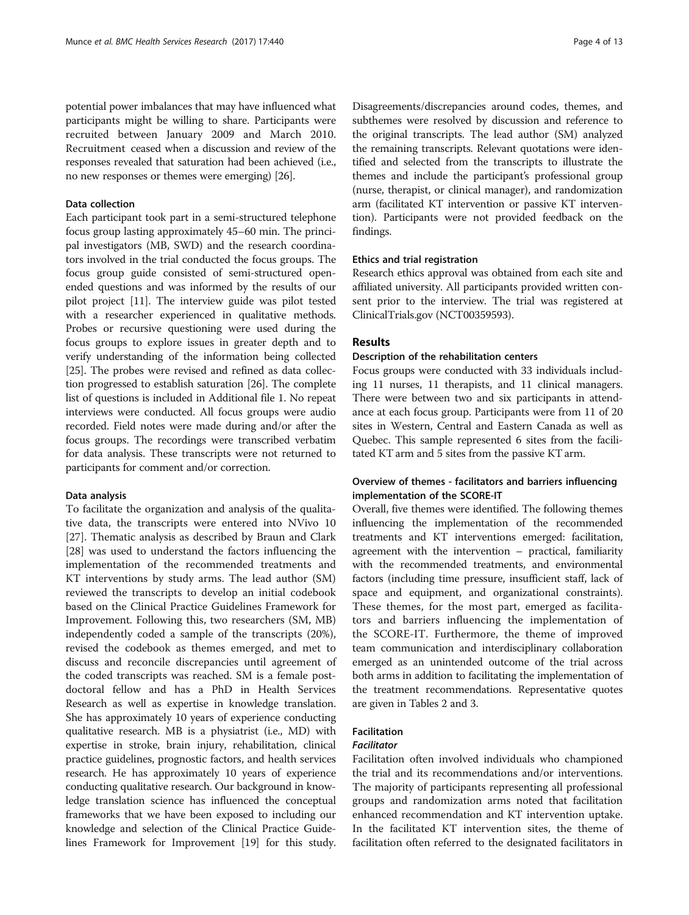potential power imbalances that may have influenced what participants might be willing to share. Participants were recruited between January 2009 and March 2010. Recruitment ceased when a discussion and review of the responses revealed that saturation had been achieved (i.e., no new responses or themes were emerging) [26].

### Data collection

Each participant took part in a semi-structured telephone focus group lasting approximately 45–60 min. The principal investigators (MB, SWD) and the research coordinators involved in the trial conducted the focus groups. The focus group guide consisted of semi-structured open-ended questions and was informed by the results of our pilot project [11]. The interview guide was pilot tested with a researcher experienced in qualitative methods. Probes or recursive questioning were used during the focus groups to explore issues in greater depth and to verify understanding of the information being collected [25]. The probes were revised and refined as data collection progressed to establish saturation [26]. The complete list of questions is included in Additional file 1. No repeat interviews were conducted. All focus groups were audio recorded. Field notes were made during and/or after the focus groups. The recordings were transcribed verbatim for data analysis. These transcripts were not returned to participants for comment and/or correction.

### Data analysis

To facilitate the organization and analysis of the qualitative data, the transcripts were entered into NVivo 10 [27]. Thematic analysis as described by Braun and Clark [28] was used to understand the factors influencing the implementation of the recommended treatments and KT interventions by study arms. The lead author (SM) reviewed the transcripts to develop an initial codebook based on the Clinical Practice Guidelines Framework for Improvement. Following this, two researchers (SM, MB) independently coded a sample of the transcripts (20%), revised the codebook as themes emerged, and met to discuss and reconcile discrepancies until agreement of the coded transcripts was reached. SM is a female post-doctoral fellow and has a PhD in Health Services Research as well as expertise in knowledge translation. She has approximately 10 years of experience conducting qualitative research. MB is a physiatrist (i.e., MD) with expertise in stroke, brain injury, rehabilitation, clinical practice guidelines, prognostic factors, and health services research. He has approximately 10 years of experience conducting qualitative research. Our background in knowledge translation science has influenced the conceptual frameworks that we have been exposed to including our knowledge and selection of the Clinical Practice Guidelines Framework for Improvement [19] for this study. Disagreements/discrepancies around codes, themes, and subthemes were resolved by discussion and reference to the original transcripts. The lead author (SM) analyzed the remaining transcripts. Relevant quotations were identified and selected from the transcripts to illustrate the themes and include the participant's professional group (nurse, therapist, or clinical manager), and randomization arm (facilitated KT intervention or passive KT intervention). Participants were not provided feedback on the findings.

### Ethics and trial registration

Research ethics approval was obtained from each site and affiliated university. All participants provided written consent prior to the interview. The trial was registered at ClinicalTrials.gov (NCT00359593).

## Results

### Description of the rehabilitation centers

Focus groups were conducted with 33 individuals including 11 nurses, 11 therapists, and 11 clinical managers. There were between two and six participants in attendance at each focus group. Participants were from 11 of 20 sites in Western, Central and Eastern Canada as well as Quebec. This sample represented 6 sites from the facilitated KT arm and 5 sites from the passive KT arm.

### Overview of themes - facilitators and barriers influencing implementation of the SCORE-IT

Overall, five themes were identified. The following themes influencing the implementation of the recommended treatments and KT interventions emerged: facilitation, agreement with the intervention – practical, familiarity with the recommended treatments, and environmental factors (including time pressure, insufficient staff, lack of space and equipment, and organizational constraints). These themes, for the most part, emerged as facilitators and barriers influencing the implementation of the SCORE-IT. Furthermore, the theme of improved team communication and interdisciplinary collaboration emerged as an unintended outcome of the trial across both arms in addition to facilitating the implementation of the treatment recommendations. Representative quotes are given in Tables 2 and 3.

### Facilitation

#### *Facilitator*

Facilitation often involved individuals who championed the trial and its recommendations and/or interventions. The majority of participants representing all professional groups and randomization arms noted that facilitation enhanced recommendation and KT intervention uptake. In the facilitated KT intervention sites, the theme of facilitation often referred to the designated facilitators in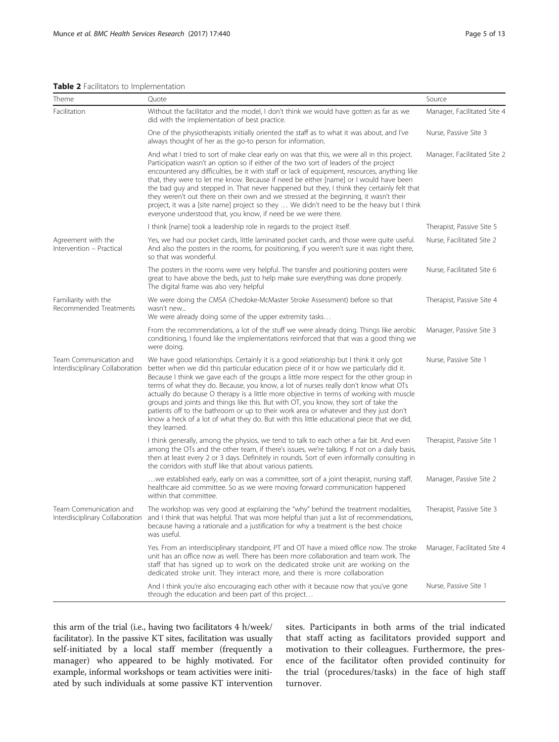**Table 2** Facilitators to Implementation

| Theme | Quote | Source |
|---|---|---|
| Facilitation | Without the facilitator and the model, I don't think we would have gotten as far as we did with the implementation of best practice. | Manager, Facilitated Site 4 |
| | One of the physiotherapists initially oriented the staff as to what it was about, and I've always thought of her as the go-to person for information. | Nurse, Passive Site 3 |
| | And what I tried to sort of make clear early on was that this, we were all in this project. Participation wasn't an option so if either of the two sort of leaders of the project encountered any difficulties, be it with staff or lack of equipment, resources, anything like that, they were to let me know. Because if need be either [name] or I would have been the bad guy and stepped in. That never happened but they, I think they certainly felt that they weren't out there on their own and we stressed at the beginning, it wasn't their project, it was a [site name] project so they … We didn't need to be the heavy but I think everyone understood that, you know, if need be we were there. | Manager, Facilitated Site 2 |
| | I think [name] took a leadership role in regards to the project itself. | Therapist, Passive Site 5 |
| Agreement with the Intervention – Practical | Yes, we had our pocket cards, little laminated pocket cards, and those were quite useful. And also the posters in the rooms, for positioning, if you weren't sure it was right there, so that was wonderful. | Nurse, Facilitated Site 2 |
| | The posters in the rooms were very helpful. The transfer and positioning posters were great to have above the beds, just to help make sure everything was done properly. The digital frame was also very helpful | Nurse, Facilitated Site 6 |
| Familiarity with the Recommended Treatments | We were doing the CMSA (Chedoke-McMaster Stroke Assessment) before so that wasn't new… We were already doing some of the upper extremity tasks… | Therapist, Passive Site 4 |
| | From the recommendations, a lot of the stuff we were already doing. Things like aerobic conditioning, I found like the implementations reinforced that that was a good thing we were doing. | Manager, Passive Site 3 |
| Team Communication and Interdisciplinary Collaboration | We have good relationships. Certainly it is a good relationship but I think it only got better when we did this particular education piece of it or how we particularly did it. Because I think we gave each of the groups a little more respect for the other group in terms of what they do. Because, you know, a lot of nurses really don't know what OTs actually do because O therapy is a little more objective in terms of working with muscle groups and joints and things like this. But with OT, you know, they sort of take the patients off to the bathroom or up to their work area or whatever and they just don't know a heck of a lot of what they do. But with this little educational piece that we did, they learned. | Nurse, Passive Site 1 |
| | I think generally, among the physios, we tend to talk to each other a fair bit. And even among the OTs and the other team, if there's issues, we're talking. If not on a daily basis, then at least every 2 or 3 days. Definitely in rounds. Sort of even informally consulting in the corridors with stuff like that about various patients. | Therapist, Passive Site 1 |
| | …we established early, early on was a committee, sort of a joint therapist, nursing staff, healthcare aid committee. So as we were moving forward communication happened within that committee. | Manager, Passive Site 2 |
| Team Communication and Interdisciplinary Collaboration | The workshop was very good at explaining the "why" behind the treatment modalities, and I think that was helpful. That was more helpful than just a list of recommendations, because having a rationale and a justification for why a treatment is the best choice was useful. | Therapist, Passive Site 3 |
| | Yes. From an interdisciplinary standpoint, PT and OT have a mixed office now. The stroke unit has an office now as well. There has been more collaboration and team work. The staff that has signed up to work on the dedicated stroke unit are working on the dedicated stroke unit. They interact more, and there is more collaboration | Manager, Facilitated Site 4 |
| | And I think you're also encouraging each other with it because now that you've gone through the education and been part of this project… | Nurse, Passive Site 1 |

this arm of the trial (i.e., having two facilitators 4 h/week/facilitator). In the passive KT sites, facilitation was usually self-initiated by a local staff member (frequently a manager) who appeared to be highly motivated. For example, informal workshops or team activities were initiated by such individuals at some passive KT intervention sites. Participants in both arms of the trial indicated that staff acting as facilitators provided support and motivation to their colleagues. Furthermore, the presence of the facilitator often provided continuity for the trial (procedures/tasks) in the face of high staff turnover.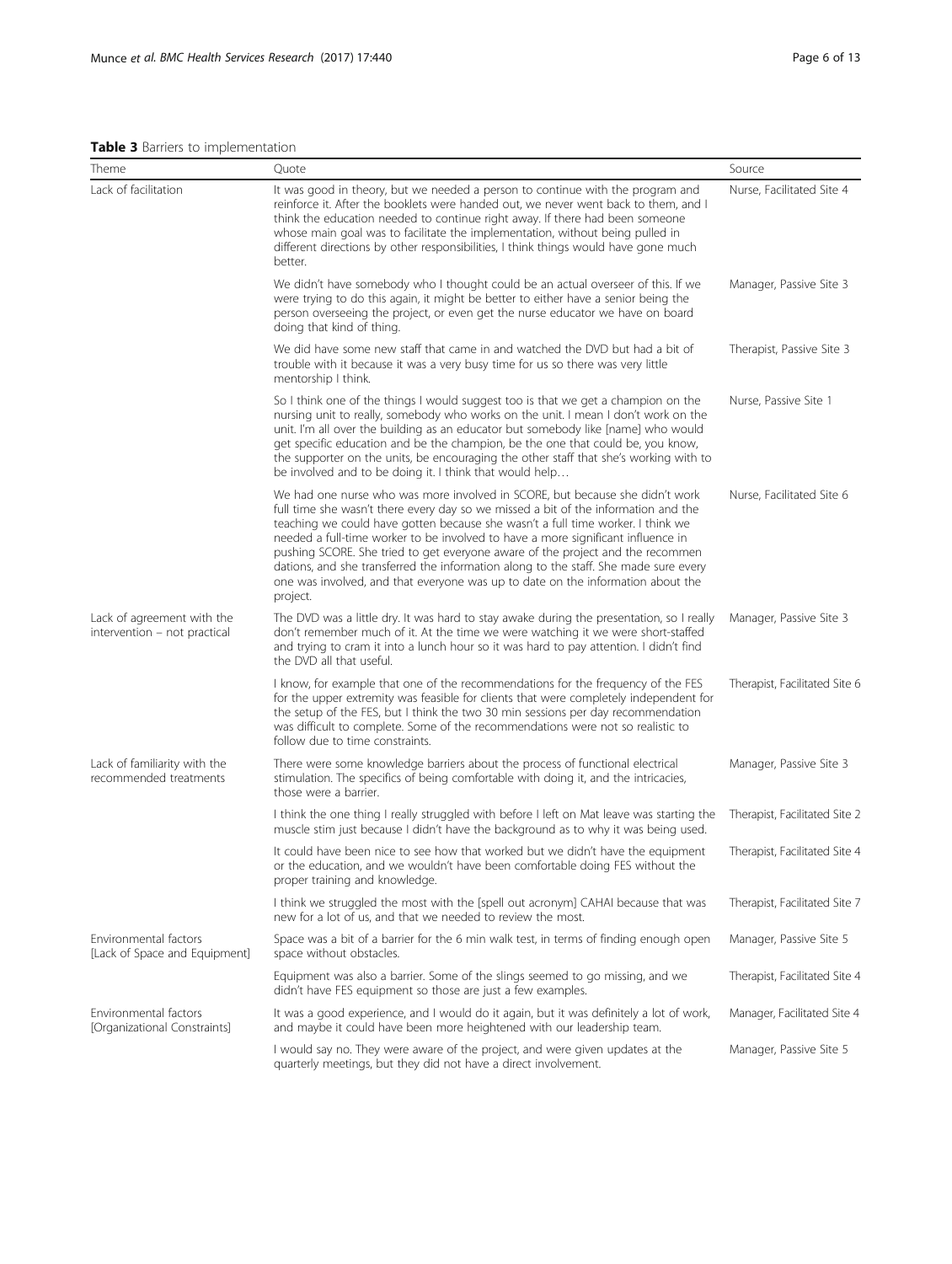**Table 3** Barriers to implementation

| Theme | Quote | Source |
| --- | --- | --- |
| Lack of facilitation | It was good in theory, but we needed a person to continue with the program and reinforce it. After the booklets were handed out, we never went back to them, and I think the education needed to continue right away. If there had been someone whose main goal was to facilitate the implementation, without being pulled in different directions by other responsibilities, I think things would have gone much better. | Nurse, Facilitated Site 4 |
| | We didn't have somebody who I thought could be an actual overseer of this. If we were trying to do this again, it might be better to either have a senior being the person overseeing the project, or even get the nurse educator we have on board doing that kind of thing. | Manager, Passive Site 3 |
| | We did have some new staff that came in and watched the DVD but had a bit of trouble with it because it was a very busy time for us so there was very little mentorship I think. | Therapist, Passive Site 3 |
| | So I think one of the things I would suggest too is that we get a champion on the nursing unit to really, somebody who works on the unit. I mean I don't work on the unit. I'm all over the building as an educator but somebody like [name] who would get specific education and be the champion, be the one that could be, you know, the supporter on the units, be encouraging the other staff that she's working with to be involved and to be doing it. I think that would help… | Nurse, Passive Site 1 |
| | We had one nurse who was more involved in SCORE, but because she didn't work full time she wasn't there every day so we missed a bit of the information and the teaching we could have gotten because she wasn't a full time worker. I think we needed a full-time worker to be involved to have a more significant influence in pushing SCORE. She tried to get everyone aware of the project and the recommendations, and she transferred the information along to the staff. She made sure every one was involved, and that everyone was up to date on the information about the project. | Nurse, Facilitated Site 6 |
| Lack of agreement with the intervention – not practical | The DVD was a little dry. It was hard to stay awake during the presentation, so I really don't remember much of it. At the time we were watching it we were short-staffed and trying to cram it into a lunch hour so it was hard to pay attention. I didn't find the DVD all that useful. | Manager, Passive Site 3 |
| | I know, for example that one of the recommendations for the frequency of the FES for the upper extremity was feasible for clients that were completely independent for the setup of the FES, but I think the two 30 min sessions per day recommendation was difficult to complete. Some of the recommendations were not so realistic to follow due to time constraints. | Therapist, Facilitated Site 6 |
| Lack of familiarity with the recommended treatments | There were some knowledge barriers about the process of functional electrical stimulation. The specifics of being comfortable with doing it, and the intricacies, those were a barrier. | Manager, Passive Site 3 |
| | I think the one thing I really struggled with before I left on Mat leave was starting the muscle stim just because I didn't have the background as to why it was being used. | Therapist, Facilitated Site 2 |
| | It could have been nice to see how that worked but we didn't have the equipment or the education, and we wouldn't have been comfortable doing FES without the proper training and knowledge. | Therapist, Facilitated Site 4 |
| | I think we struggled the most with the [spell out acronym] CAHAI because that was new for a lot of us, and that we needed to review the most. | Therapist, Facilitated Site 7 |
| Environmental factors [Lack of Space and Equipment] | Space was a bit of a barrier for the 6 min walk test, in terms of finding enough open space without obstacles. | Manager, Passive Site 5 |
| | Equipment was also a barrier. Some of the slings seemed to go missing, and we didn't have FES equipment so those are just a few examples. | Therapist, Facilitated Site 4 |
| Environmental factors [Organizational Constraints] | It was a good experience, and I would do it again, but it was definitely a lot of work, and maybe it could have been more heightened with our leadership team. | Manager, Facilitated Site 4 |
| | I would say no. They were aware of the project, and were given updates at the quarterly meetings, but they did not have a direct involvement. | Manager, Passive Site 5 |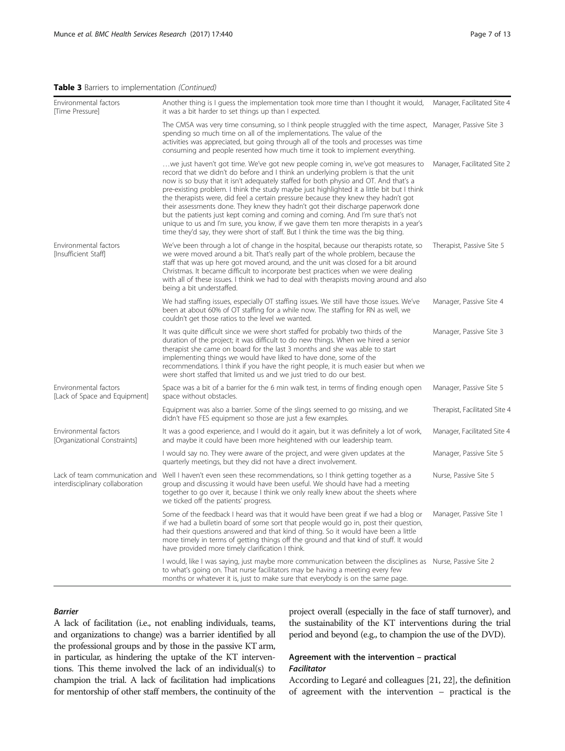**Table 3** Barriers to implementation *(Continued)*

| | | |
|---|---|---|
| Environmental factors [Time Pressure] | Another thing is I guess the implementation took more time than I thought it would, it was a bit harder to set things up than I expected. | Manager, Facilitated Site 4 |
| | The CMSA was very time consuming, so I think people struggled with the time aspect, spending so much time on all of the implementations. The value of the activities was appreciated, but going through all of the tools and processes was time consuming and people resented how much time it took to implement everything. | Manager, Passive Site 3 |
| | …we just haven't got time. We've got new people coming in, we've got measures to record that we didn't do before and I think an underlying problem is that the unit now is so busy that it isn't adequately staffed for both physio and OT. And that's a pre-existing problem. I think the study maybe just highlighted it a little bit but I think the therapists were, did feel a certain pressure because they knew they hadn't got their assessments done. They knew they hadn't got their discharge paperwork done but the patients just kept coming and coming and coming. And I'm sure that's not unique to us and I'm sure, you know, if we gave them ten more therapists in a year's time they'd say, they were short of staff. But I think the time was the big thing. | Manager, Facilitated Site 2 |
| Environmental factors [Insufficient Staff] | We've been through a lot of change in the hospital, because our therapists rotate, so we were moved around a bit. That's really part of the whole problem, because the staff that was up here got moved around, and the unit was closed for a bit around Christmas. It became difficult to incorporate best practices when we were dealing with all of these issues. I think we had to deal with therapists moving around and also being a bit understaffed. | Therapist, Passive Site 5 |
| | We had staffing issues, especially OT staffing issues. We still have those issues. We've been at about 60% of OT staffing for a while now. The staffing for RN as well, we couldn't get those ratios to the level we wanted. | Manager, Passive Site 4 |
| | It was quite difficult since we were short staffed for probably two thirds of the duration of the project; it was difficult to do new things. When we hired a senior therapist she came on board for the last 3 months and she was able to start implementing things we would have liked to have done, some of the recommendations. I think if you have the right people, it is much easier but when we were short staffed that limited us and we just tried to do our best. | Manager, Passive Site 3 |
| Environmental factors [Lack of Space and Equipment] | Space was a bit of a barrier for the 6 min walk test, in terms of finding enough open space without obstacles. | Manager, Passive Site 5 |
| | Equipment was also a barrier. Some of the slings seemed to go missing, and we didn't have FES equipment so those are just a few examples. | Therapist, Facilitated Site 4 |
| Environmental factors [Organizational Constraints] | It was a good experience, and I would do it again, but it was definitely a lot of work, and maybe it could have been more heightened with our leadership team. | Manager, Facilitated Site 4 |
| | I would say no. They were aware of the project, and were given updates at the quarterly meetings, but they did not have a direct involvement. | Manager, Passive Site 5 |
| Lack of team communication and interdisciplinary collaboration | Well I haven't even seen these recommendations, so I think getting together as a group and discussing it would have been useful. We should have had a meeting together to go over it, because I think we only really knew about the sheets where we ticked off the patients' progress. | Nurse, Passive Site 5 |
| | Some of the feedback I heard was that it would have been great if we had a blog or if we had a bulletin board of some sort that people would go in, post their question, had their questions answered and that kind of thing. So it would have been a little more timely in terms of getting things off the ground and that kind of stuff. It would have provided more timely clarification I think. | Manager, Passive Site 1 |
| | I would, like I was saying, just maybe more communication between the disciplines as to what's going on. That nurse facilitators may be having a meeting every few months or whatever it is, just to make sure that everybody is on the same page. | Nurse, Passive Site 2 |

***Barrier***

A lack of facilitation (i.e., not enabling individuals, teams, and organizations to change) was a barrier identified by all the professional groups and by those in the passive KT arm, in particular, as hindering the uptake of the KT interventions. This theme involved the lack of an individual(s) to champion the trial. A lack of facilitation had implications for mentorship of other staff members, the continuity of the project overall (especially in the face of staff turnover), and the sustainability of the KT interventions during the trial period and beyond (e.g., to champion the use of the DVD).

## Agreement with the intervention – practical

***Facilitator***

According to Legaré and colleagues [21, 22], the definition of agreement with the intervention – practical is the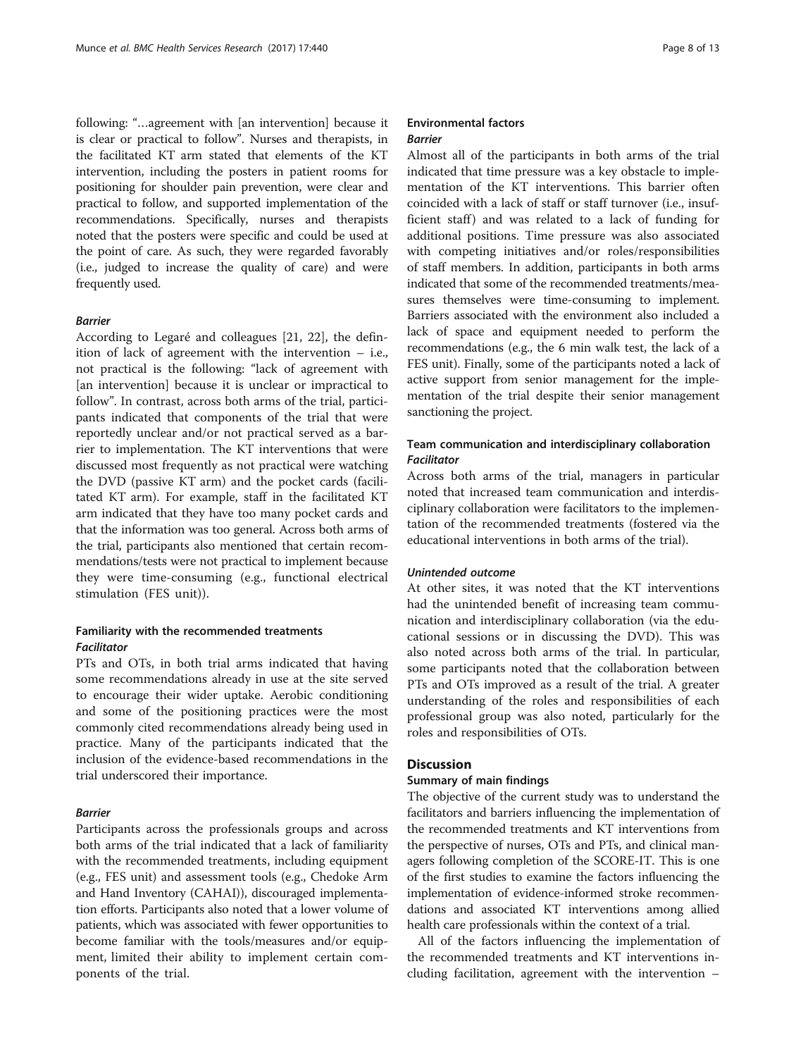following: "…agreement with [an intervention] because it is clear or practical to follow". Nurses and therapists, in the facilitated KT arm stated that elements of the KT intervention, including the posters in patient rooms for positioning for shoulder pain prevention, were clear and practical to follow, and supported implementation of the recommendations. Specifically, nurses and therapists noted that the posters were specific and could be used at the point of care. As such, they were regarded favorably (i.e., judged to increase the quality of care) and were frequently used.

#### *Barrier*

According to Legaré and colleagues [21, 22], the definition of lack of agreement with the intervention – i.e., not practical is the following: "lack of agreement with [an intervention] because it is unclear or impractical to follow". In contrast, across both arms of the trial, participants indicated that components of the trial that were reportedly unclear and/or not practical served as a barrier to implementation. The KT interventions that were discussed most frequently as not practical were watching the DVD (passive KT arm) and the pocket cards (facilitated KT arm). For example, staff in the facilitated KT arm indicated that they have too many pocket cards and that the information was too general. Across both arms of the trial, participants also mentioned that certain recommendations/tests were not practical to implement because they were time-consuming (e.g., functional electrical stimulation (FES unit)).

### Familiarity with the recommended treatments

#### *Facilitator*

PTs and OTs, in both trial arms indicated that having some recommendations already in use at the site served to encourage their wider uptake. Aerobic conditioning and some of the positioning practices were the most commonly cited recommendations already being used in practice. Many of the participants indicated that the inclusion of the evidence-based recommendations in the trial underscored their importance.

#### *Barrier*

Participants across the professionals groups and across both arms of the trial indicated that a lack of familiarity with the recommended treatments, including equipment (e.g., FES unit) and assessment tools (e.g., Chedoke Arm and Hand Inventory (CAHAI)), discouraged implementation efforts. Participants also noted that a lower volume of patients, which was associated with fewer opportunities to become familiar with the tools/measures and/or equipment, limited their ability to implement certain components of the trial.

### Environmental factors

#### *Barrier*

Almost all of the participants in both arms of the trial indicated that time pressure was a key obstacle to implementation of the KT interventions. This barrier often coincided with a lack of staff or staff turnover (i.e., insufficient staff) and was related to a lack of funding for additional positions. Time pressure was also associated with competing initiatives and/or roles/responsibilities of staff members. In addition, participants in both arms indicated that some of the recommended treatments/measures themselves were time-consuming to implement. Barriers associated with the environment also included a lack of space and equipment needed to perform the recommendations (e.g., the 6 min walk test, the lack of a FES unit). Finally, some of the participants noted a lack of active support from senior management for the implementation of the trial despite their senior management sanctioning the project.

### Team communication and interdisciplinary collaboration

#### *Facilitator*

Across both arms of the trial, managers in particular noted that increased team communication and interdisciplinary collaboration were facilitators to the implementation of the recommended treatments (fostered via the educational interventions in both arms of the trial).

#### *Unintended outcome*

At other sites, it was noted that the KT interventions had the unintended benefit of increasing team communication and interdisciplinary collaboration (via the educational sessions or in discussing the DVD). This was also noted across both arms of the trial. In particular, some participants noted that the collaboration between PTs and OTs improved as a result of the trial. A greater understanding of the roles and responsibilities of each professional group was also noted, particularly for the roles and responsibilities of OTs.

## Discussion

### Summary of main findings

The objective of the current study was to understand the facilitators and barriers influencing the implementation of the recommended treatments and KT interventions from the perspective of nurses, OTs and PTs, and clinical managers following completion of the SCORE-IT. This is one of the first studies to examine the factors influencing the implementation of evidence-informed stroke recommendations and associated KT interventions among allied health care professionals within the context of a trial.

All of the factors influencing the implementation of the recommended treatments and KT interventions including facilitation, agreement with the intervention –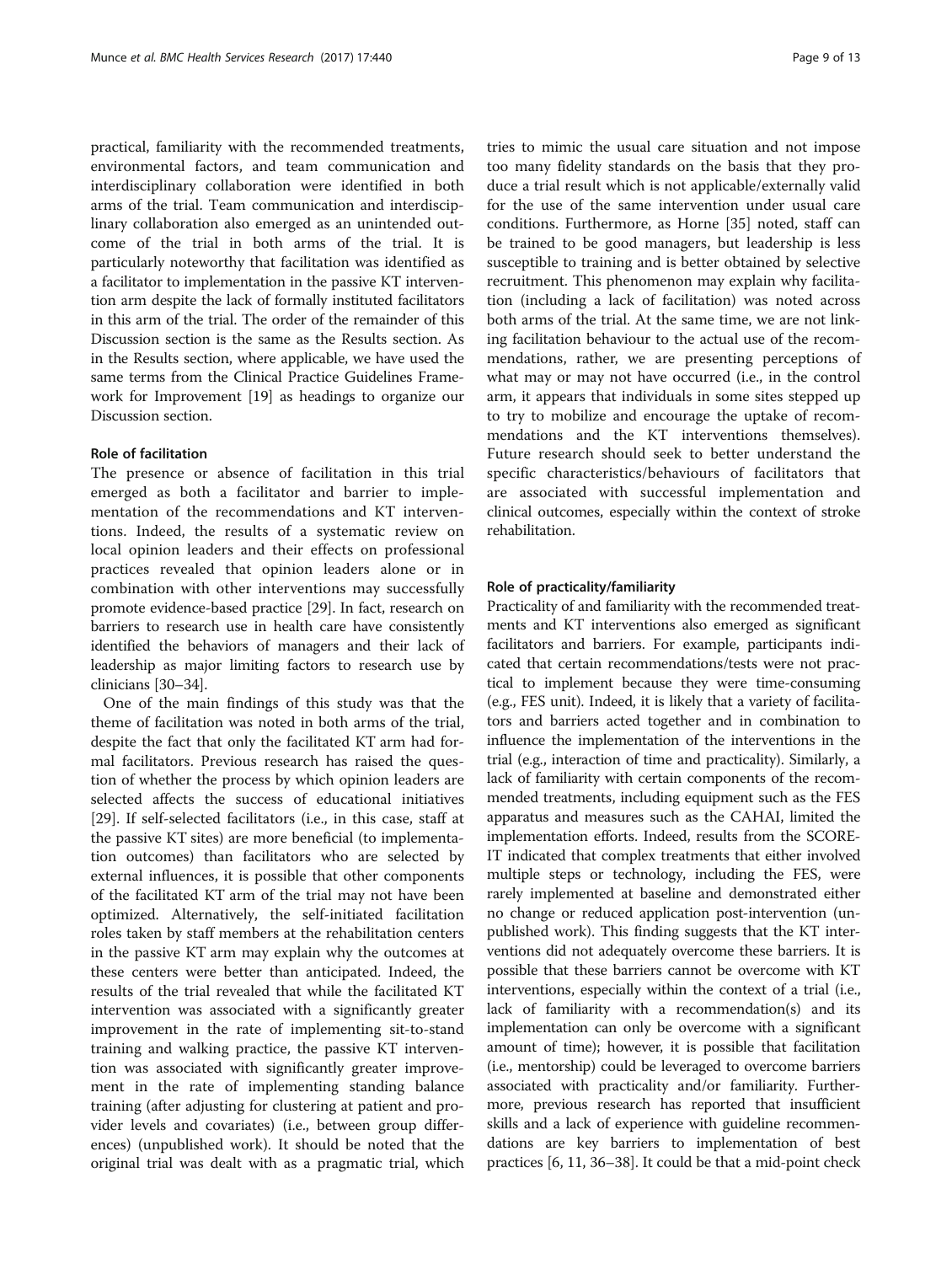practical, familiarity with the recommended treatments, environmental factors, and team communication and interdisciplinary collaboration were identified in both arms of the trial. Team communication and interdisciplinary collaboration also emerged as an unintended outcome of the trial in both arms of the trial. It is particularly noteworthy that facilitation was identified as a facilitator to implementation in the passive KT intervention arm despite the lack of formally instituted facilitators in this arm of the trial. The order of the remainder of this Discussion section is the same as the Results section. As in the Results section, where applicable, we have used the same terms from the Clinical Practice Guidelines Framework for Improvement [19] as headings to organize our Discussion section.

### Role of facilitation

The presence or absence of facilitation in this trial emerged as both a facilitator and barrier to implementation of the recommendations and KT interventions. Indeed, the results of a systematic review on local opinion leaders and their effects on professional practices revealed that opinion leaders alone or in combination with other interventions may successfully promote evidence-based practice [29]. In fact, research on barriers to research use in health care have consistently identified the behaviors of managers and their lack of leadership as major limiting factors to research use by clinicians [30–34].

One of the main findings of this study was that the theme of facilitation was noted in both arms of the trial, despite the fact that only the facilitated KT arm had formal facilitators. Previous research has raised the question of whether the process by which opinion leaders are selected affects the success of educational initiatives [29]. If self-selected facilitators (i.e., in this case, staff at the passive KT sites) are more beneficial (to implementation outcomes) than facilitators who are selected by external influences, it is possible that other components of the facilitated KT arm of the trial may not have been optimized. Alternatively, the self-initiated facilitation roles taken by staff members at the rehabilitation centers in the passive KT arm may explain why the outcomes at these centers were better than anticipated. Indeed, the results of the trial revealed that while the facilitated KT intervention was associated with a significantly greater improvement in the rate of implementing sit-to-stand training and walking practice, the passive KT intervention was associated with significantly greater improvement in the rate of implementing standing balance training (after adjusting for clustering at patient and provider levels and covariates) (i.e., between group differences) (unpublished work). It should be noted that the original trial was dealt with as a pragmatic trial, which tries to mimic the usual care situation and not impose too many fidelity standards on the basis that they produce a trial result which is not applicable/externally valid for the use of the same intervention under usual care conditions. Furthermore, as Horne [35] noted, staff can be trained to be good managers, but leadership is less susceptible to training and is better obtained by selective recruitment. This phenomenon may explain why facilitation (including a lack of facilitation) was noted across both arms of the trial. At the same time, we are not linking facilitation behaviour to the actual use of the recommendations, rather, we are presenting perceptions of what may or may not have occurred (i.e., in the control arm, it appears that individuals in some sites stepped up to try to mobilize and encourage the uptake of recommendations and the KT interventions themselves). Future research should seek to better understand the specific characteristics/behaviours of facilitators that are associated with successful implementation and clinical outcomes, especially within the context of stroke rehabilitation.

### Role of practicality/familiarity

Practicality of and familiarity with the recommended treatments and KT interventions also emerged as significant facilitators and barriers. For example, participants indicated that certain recommendations/tests were not practical to implement because they were time-consuming (e.g., FES unit). Indeed, it is likely that a variety of facilitators and barriers acted together and in combination to influence the implementation of the interventions in the trial (e.g., interaction of time and practicality). Similarly, a lack of familiarity with certain components of the recommended treatments, including equipment such as the FES apparatus and measures such as the CAHAI, limited the implementation efforts. Indeed, results from the SCORE-IT indicated that complex treatments that either involved multiple steps or technology, including the FES, were rarely implemented at baseline and demonstrated either no change or reduced application post-intervention (unpublished work). This finding suggests that the KT interventions did not adequately overcome these barriers. It is possible that these barriers cannot be overcome with KT interventions, especially within the context of a trial (i.e., lack of familiarity with a recommendation(s) and its implementation can only be overcome with a significant amount of time); however, it is possible that facilitation (i.e., mentorship) could be leveraged to overcome barriers associated with practicality and/or familiarity. Furthermore, previous research has reported that insufficient skills and a lack of experience with guideline recommendations are key barriers to implementation of best practices [6, 11, 36–38]. It could be that a mid-point check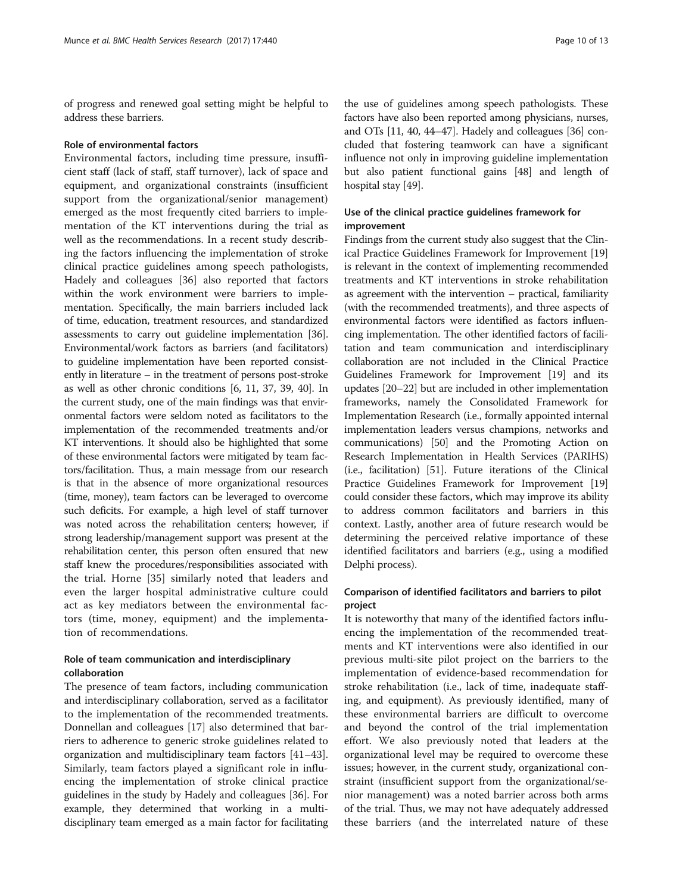of progress and renewed goal setting might be helpful to address these barriers.

### Role of environmental factors

Environmental factors, including time pressure, insufficient staff (lack of staff, staff turnover), lack of space and equipment, and organizational constraints (insufficient support from the organizational/senior management) emerged as the most frequently cited barriers to implementation of the KT interventions during the trial as well as the recommendations. In a recent study describing the factors influencing the implementation of stroke clinical practice guidelines among speech pathologists, Hadely and colleagues [36] also reported that factors within the work environment were barriers to implementation. Specifically, the main barriers included lack of time, education, treatment resources, and standardized assessments to carry out guideline implementation [36]. Environmental/work factors as barriers (and facilitators) to guideline implementation have been reported consistently in literature – in the treatment of persons post-stroke as well as other chronic conditions [6, 11, 37, 39, 40]. In the current study, one of the main findings was that environmental factors were seldom noted as facilitators to the implementation of the recommended treatments and/or KT interventions. It should also be highlighted that some of these environmental factors were mitigated by team factors/facilitation. Thus, a main message from our research is that in the absence of more organizational resources (time, money), team factors can be leveraged to overcome such deficits. For example, a high level of staff turnover was noted across the rehabilitation centers; however, if strong leadership/management support was present at the rehabilitation center, this person often ensured that new staff knew the procedures/responsibilities associated with the trial. Horne [35] similarly noted that leaders and even the larger hospital administrative culture could act as key mediators between the environmental factors (time, money, equipment) and the implementation of recommendations.

### Role of team communication and interdisciplinary collaboration

The presence of team factors, including communication and interdisciplinary collaboration, served as a facilitator to the implementation of the recommended treatments. Donnellan and colleagues [17] also determined that barriers to adherence to generic stroke guidelines related to organization and multidisciplinary team factors [41–43]. Similarly, team factors played a significant role in influencing the implementation of stroke clinical practice guidelines in the study by Hadely and colleagues [36]. For example, they determined that working in a multidisciplinary team emerged as a main factor for facilitating the use of guidelines among speech pathologists. These factors have also been reported among physicians, nurses, and OTs [11, 40, 44–47]. Hadely and colleagues [36] concluded that fostering teamwork can have a significant influence not only in improving guideline implementation but also patient functional gains [48] and length of hospital stay [49].

### Use of the clinical practice guidelines framework for improvement

Findings from the current study also suggest that the Clinical Practice Guidelines Framework for Improvement [19] is relevant in the context of implementing recommended treatments and KT interventions in stroke rehabilitation as agreement with the intervention – practical, familiarity (with the recommended treatments), and three aspects of environmental factors were identified as factors influencing implementation. The other identified factors of facilitation and team communication and interdisciplinary collaboration are not included in the Clinical Practice Guidelines Framework for Improvement [19] and its updates [20–22] but are included in other implementation frameworks, namely the Consolidated Framework for Implementation Research (i.e., formally appointed internal implementation leaders versus champions, networks and communications) [50] and the Promoting Action on Research Implementation in Health Services (PARIHS) (i.e., facilitation) [51]. Future iterations of the Clinical Practice Guidelines Framework for Improvement [19] could consider these factors, which may improve its ability to address common facilitators and barriers in this context. Lastly, another area of future research would be determining the perceived relative importance of these identified facilitators and barriers (e.g., using a modified Delphi process).

### Comparison of identified facilitators and barriers to pilot project

It is noteworthy that many of the identified factors influencing the implementation of the recommended treatments and KT interventions were also identified in our previous multi-site pilot project on the barriers to the implementation of evidence-based recommendation for stroke rehabilitation (i.e., lack of time, inadequate staffing, and equipment). As previously identified, many of these environmental barriers are difficult to overcome and beyond the control of the trial implementation effort. We also previously noted that leaders at the organizational level may be required to overcome these issues; however, in the current study, organizational constraint (insufficient support from the organizational/senior management) was a noted barrier across both arms of the trial. Thus, we may not have adequately addressed these barriers (and the interrelated nature of these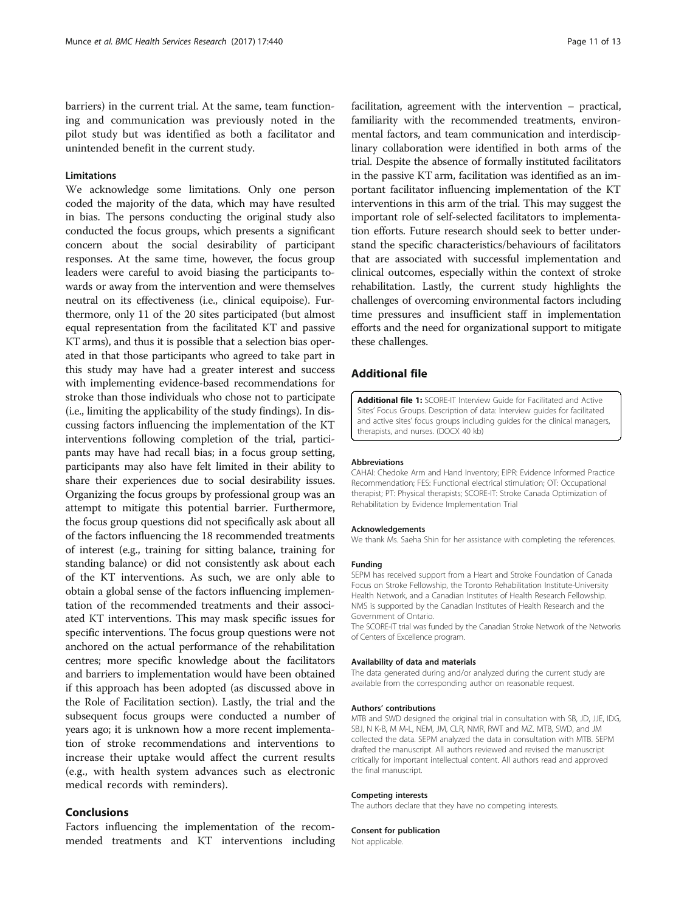barriers) in the current trial. At the same, team functioning and communication was previously noted in the pilot study but was identified as both a facilitator and unintended benefit in the current study.

### Limitations

We acknowledge some limitations. Only one person coded the majority of the data, which may have resulted in bias. The persons conducting the original study also conducted the focus groups, which presents a significant concern about the social desirability of participant responses. At the same time, however, the focus group leaders were careful to avoid biasing the participants towards or away from the intervention and were themselves neutral on its effectiveness (i.e., clinical equipoise). Furthermore, only 11 of the 20 sites participated (but almost equal representation from the facilitated KT and passive KT arms), and thus it is possible that a selection bias operated in that those participants who agreed to take part in this study may have had a greater interest and success with implementing evidence-based recommendations for stroke than those individuals who chose not to participate (i.e., limiting the applicability of the study findings). In discussing factors influencing the implementation of the KT interventions following completion of the trial, participants may have had recall bias; in a focus group setting, participants may also have felt limited in their ability to share their experiences due to social desirability issues. Organizing the focus groups by professional group was an attempt to mitigate this potential barrier. Furthermore, the focus group questions did not specifically ask about all of the factors influencing the 18 recommended treatments of interest (e.g., training for sitting balance, training for standing balance) or did not consistently ask about each of the KT interventions. As such, we are only able to obtain a global sense of the factors influencing implementation of the recommended treatments and their associated KT interventions. This may mask specific issues for specific interventions. The focus group questions were not anchored on the actual performance of the rehabilitation centres; more specific knowledge about the facilitators and barriers to implementation would have been obtained if this approach has been adopted (as discussed above in the Role of Facilitation section). Lastly, the trial and the subsequent focus groups were conducted a number of years ago; it is unknown how a more recent implementation of stroke recommendations and interventions to increase their uptake would affect the current results (e.g., with health system advances such as electronic medical records with reminders).

## Conclusions

Factors influencing the implementation of the recommended treatments and KT interventions including facilitation, agreement with the intervention – practical, familiarity with the recommended treatments, environmental factors, and team communication and interdisciplinary collaboration were identified in both arms of the trial. Despite the absence of formally instituted facilitators in the passive KT arm, facilitation was identified as an important facilitator influencing implementation of the KT interventions in this arm of the trial. This may suggest the important role of self-selected facilitators to implementation efforts. Future research should seek to better understand the specific characteristics/behaviours of facilitators that are associated with successful implementation and clinical outcomes, especially within the context of stroke rehabilitation. Lastly, the current study highlights the challenges of overcoming environmental factors including time pressures and insufficient staff in implementation efforts and the need for organizational support to mitigate these challenges.

## Additional file

**Additional file 1:** SCORE-IT Interview Guide for Facilitated and Active Sites' Focus Groups. Description of data: Interview guides for facilitated and active sites' focus groups including guides for the clinical managers, therapists, and nurses. (DOCX 40 kb)

#### Abbreviations

CAHAI: Chedoke Arm and Hand Inventory; EIPR: Evidence Informed Practice Recommendation; FES: Functional electrical stimulation; OT: Occupational therapist; PT: Physical therapists; SCORE-IT: Stroke Canada Optimization of Rehabilitation by Evidence Implementation Trial

#### Acknowledgements

We thank Ms. Saeha Shin for her assistance with completing the references.

#### Funding

SEPM has received support from a Heart and Stroke Foundation of Canada Focus on Stroke Fellowship, the Toronto Rehabilitation Institute-University Health Network, and a Canadian Institutes of Health Research Fellowship. NMS is supported by the Canadian Institutes of Health Research and the Government of Ontario.

The SCORE-IT trial was funded by the Canadian Stroke Network of the Networks of Centers of Excellence program.

#### Availability of data and materials

The data generated during and/or analyzed during the current study are available from the corresponding author on reasonable request.

#### Authors' contributions

MTB and SWD designed the original trial in consultation with SB, JD, JJE, IDG, SBJ, N K-B, M M-L, NEM, JM, CLR, NMR, RWT and MZ. MTB, SWD, and JM collected the data. SEPM analyzed the data in consultation with MTB. SEPM drafted the manuscript. All authors reviewed and revised the manuscript critically for important intellectual content. All authors read and approved the final manuscript.

#### Competing interests

The authors declare that they have no competing interests.

#### Consent for publication

Not applicable.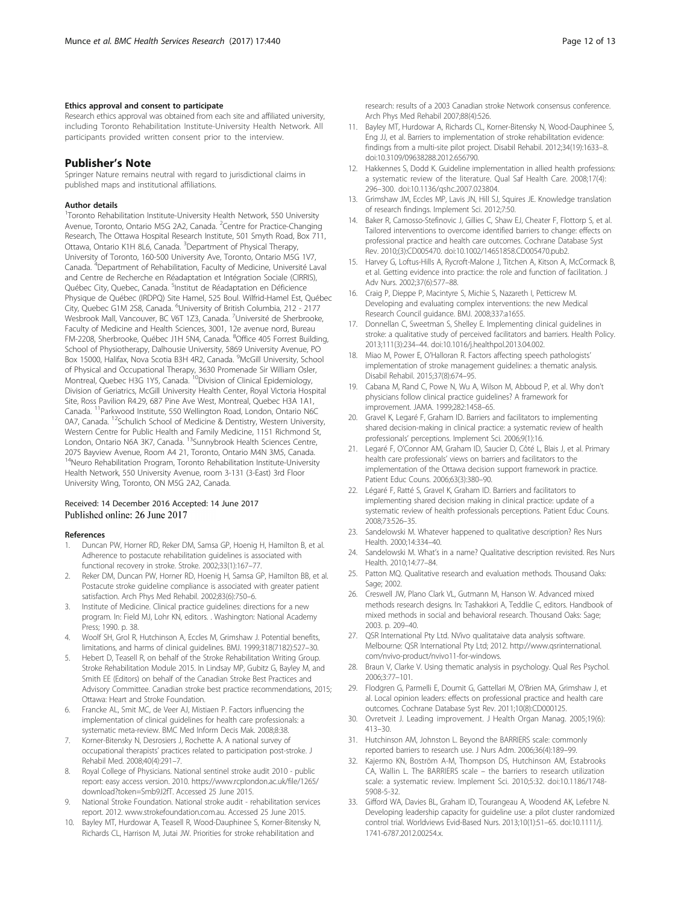#### Ethics approval and consent to participate

Research ethics approval was obtained from each site and affiliated university, including Toronto Rehabilitation Institute-University Health Network. All participants provided written consent prior to the interview.

## Publisher's Note

Springer Nature remains neutral with regard to jurisdictional claims in published maps and institutional affiliations.

#### Author details

[1]Toronto Rehabilitation Institute-University Health Network, 550 University Avenue, Toronto, Ontario M5G 2A2, Canada. [2]Centre for Practice-Changing Research, The Ottawa Hospital Research Institute, 501 Smyth Road, Box 711, Ottawa, Ontario K1H 8L6, Canada. [3]Department of Physical Therapy, University of Toronto, 160-500 University Ave, Toronto, Ontario M5G 1V7, Canada. [4]Department of Rehabilitation, Faculty of Medicine, Université Laval and Centre de Recherche en Réadaptation et Intégration Sociale (CIRRIS), Québec City, Quebec, Canada. [5]Institut de Réadaptation en Déficience Physique de Québec (IRDPQ) Site Hamel, 525 Boul. Wilfrid-Hamel Est, Québec City, Quebec G1M 2S8, Canada. [6]University of British Columbia, 212 - 2177 Wesbrook Mall, Vancouver, BC V6T 1Z3, Canada. [7]Université de Sherbrooke, Faculty of Medicine and Health Sciences, 3001, 12e avenue nord, Bureau FM-2208, Sherbrooke, Québec J1H 5N4, Canada. [8]Office 405 Forrest Building, School of Physiotherapy, Dalhousie University, 5869 University Avenue, PO Box 15000, Halifax, Nova Scotia B3H 4R2, Canada. [9]McGill University, School of Physical and Occupational Therapy, 3630 Promenade Sir William Osler, Montreal, Quebec H3G 1Y5, Canada. [10]Division of Clinical Epidemiology, Division of Geriatrics, McGill University Health Center, Royal Victoria Hospital Site, Ross Pavilion R4.29, 687 Pine Ave West, Montreal, Quebec H3A 1A1, Canada. [11]Parkwood Institute, 550 Wellington Road, London, Ontario N6C 0A7, Canada. [12]Schulich School of Medicine & Dentistry, Western University, Western Centre for Public Health and Family Medicine, 1151 Richmond St, London, Ontario N6A 3K7, Canada. [13]Sunnybrook Health Sciences Centre, 2075 Bayview Avenue, Room A4 21, Toronto, Ontario M4N 3M5, Canada. [14]Neuro Rehabilitation Program, Toronto Rehabilitation Institute-University Health Network, 550 University Avenue, room 3-131 (3-East) 3rd Floor University Wing, Toronto, ON M5G 2A2, Canada.

Received: 14 December 2016 Accepted: 14 June 2017
Published online: 26 June 2017

#### References

1. Duncan PW, Horner RD, Reker DM, Samsa GP, Hoenig H, Hamilton B, et al. Adherence to postacute rehabilitation guidelines is associated with functional recovery in stroke. Stroke. 2002;33(1):167–77.
2. Reker DM, Duncan PW, Horner RD, Hoenig H, Samsa GP, Hamilton BB, et al. Postacute stroke guideline compliance is associated with greater patient satisfaction. Arch Phys Med Rehabil. 2002;83(6):750–6.
3. Institute of Medicine. Clinical practice guidelines: directions for a new program. In: Field MJ, Lohr KN, editors. . Washington: National Academy Press; 1990. p. 38.
4. Woolf SH, Grol R, Hutchinson A, Eccles M, Grimshaw J. Potential benefits, limitations, and harms of clinical guidelines. BMJ. 1999;318(7182):527–30.
5. Hebert D, Teasell R, on behalf of the Stroke Rehabilitation Writing Group. Stroke Rehabilitation Module 2015. In Lindsay MP, Gubitz G, Bayley M, and Smith EE (Editors) on behalf of the Canadian Stroke Best Practices and Advisory Committee. Canadian stroke best practice recommendations, 2015; Ottawa: Heart and Stroke Foundation.
6. Francke AL, Smit MC, de Veer AJ, Mistiaen P. Factors influencing the implementation of clinical guidelines for health care professionals: a systematic meta-review. BMC Med Inform Decis Mak. 2008;8:38.
7. Korner-Bitensky N, Desrosiers J, Rochette A. A national survey of occupational therapists' practices related to participation post-stroke. J Rehabil Med. 2008;40(4):291–7.
8. Royal College of Physicians. National sentinel stroke audit 2010 - public report: easy access version. 2010. https://www.rcplondon.ac.uk/file/1265/download?token=Smb9J2fT. Accessed 25 June 2015.
9. National Stroke Foundation. National stroke audit - rehabilitation services report. 2012. www.strokefoundation.com.au. Accessed 25 June 2015.
10. Bayley MT, Hurdowar A, Teasell R, Wood-Dauphinee S, Korner-Bitensky N, Richards CL, Harrison M, Jutai JW. Priorities for stroke rehabilitation and research: results of a 2003 Canadian stroke Network consensus conference. Arch Phys Med Rehabil 2007;88(4):526.
11. Bayley MT, Hurdowar A, Richards CL, Korner-Bitensky N, Wood-Dauphinee S, Eng JJ, et al. Barriers to implementation of stroke rehabilitation evidence: findings from a multi-site pilot project. Disabil Rehabil. 2012;34(19):1633–8. doi:10.3109/09638288.2012.656790.
12. Hakkennes S, Dodd K. Guideline implementation in allied health professions: a systematic review of the literature. Qual Saf Health Care. 2008;17(4): 296–300. doi:10.1136/qshc.2007.023804.
13. Grimshaw JM, Eccles MP, Lavis JN, Hill SJ, Squires JE. Knowledge translation of research findings. Implement Sci. 2012;7:50.
14. Baker R, Camosso-Stefinovic J, Gillies C, Shaw EJ, Cheater F, Flottorp S, et al. Tailored interventions to overcome identified barriers to change: effects on professional practice and health care outcomes. Cochrane Database Syst Rev. 2010;(3):CD005470. doi:10.1002/14651858.CD005470.pub2.
15. Harvey G, Loftus-Hills A, Rycroft-Malone J, Titchen A, Kitson A, McCormack B, et al. Getting evidence into practice: the role and function of facilitation. J Adv Nurs. 2002;37(6):577–88.
16. Craig P, Dieppe P, Macintyre S, Michie S, Nazareth I, Petticrew M. Developing and evaluating complex interventions: the new Medical Research Council guidance. BMJ. 2008;337:a1655.
17. Donnellan C, Sweetman S, Shelley E. Implementing clinical guidelines in stroke: a qualitative study of perceived facilitators and barriers. Health Policy. 2013;111(3):234–44. doi:10.1016/j.healthpol.2013.04.002.
18. Miao M, Power E, O'Halloran R. Factors affecting speech pathologists' implementation of stroke management guidelines: a thematic analysis. Disabil Rehabil. 2015;37(8):674–95.
19. Cabana M, Rand C, Powe N, Wu A, Wilson M, Abboud P, et al. Why don't physicians follow clinical practice guidelines? A framework for improvement. JAMA. 1999;282:1458–65.
20. Gravel K, Legaré F, Graham ID. Barriers and facilitators to implementing shared decision-making in clinical practice: a systematic review of health professionals' perceptions. Implement Sci. 2006;9(1):16.
21. Legaré F, O'Connor AM, Graham ID, Saucier D, Côté L, Blais J, et al. Primary health care professionals' views on barriers and facilitators to the implementation of the Ottawa decision support framework in practice. Patient Educ Couns. 2006;63(3):380–90.
22. Légaré F, Ratté S, Gravel K, Graham ID. Barriers and facilitators to implementing shared decision making in clinical practice: update of a systematic review of health professionals perceptions. Patient Educ Couns. 2008;73:526–35.
23. Sandelowski M. Whatever happened to qualitative description? Res Nurs Health. 2000;14:334–40.
24. Sandelowski M. What's in a name? Qualitative description revisited. Res Nurs Health. 2010;14:77–84.
25. Patton MQ. Qualitative research and evaluation methods. Thousand Oaks: Sage; 2002.
26. Creswell JW, Plano Clark VL, Gutmann M, Hanson W. Advanced mixed methods research designs. In: Tashakkori A, Teddlie C, editors. Handbook of mixed methods in social and behavioral research. Thousand Oaks: Sage; 2003. p. 209–40.
27. QSR International Pty Ltd. NVivo qualitataive data analysis software. Melbourne: QSR International Pty Ltd; 2012. http://www.qsrinternational.com/nvivo-product/nvivo11-for-windows.
28. Braun V, Clarke V. Using thematic analysis in psychology. Qual Res Psychol. 2006;3:77–101.
29. Flodgren G, Parmelli E, Doumit G, Gattellari M, O'Brien MA, Grimshaw J, et al. Local opinion leaders: effects on professional practice and health care outcomes. Cochrane Database Syst Rev. 2011;10(8):CD000125.
30. Ovretveit J. Leading improvement. J Health Organ Manag. 2005;19(6): 413–30.
31. Hutchinson AM, Johnston L. Beyond the BARRIERS scale: commonly reported barriers to research use. J Nurs Adm. 2006;36(4):189–99.
32. Kajermo KN, Boström A-M, Thompson DS, Hutchinson AM, Estabrooks CA, Wallin L. The BARRIERS scale – the barriers to research utilization scale: a systematic review. Implement Sci. 2010;5:32. doi:10.1186/1748-5908-5-32.
33. Gifford WA, Davies BL, Graham ID, Tourangeau A, Woodend AK, Lefebre N. Developing leadership capacity for guideline use: a pilot cluster randomized control trial. Worldviews Evid-Based Nurs. 2013;10(1):51–65. doi:10.1111/j.1741-6787.2012.00254.x.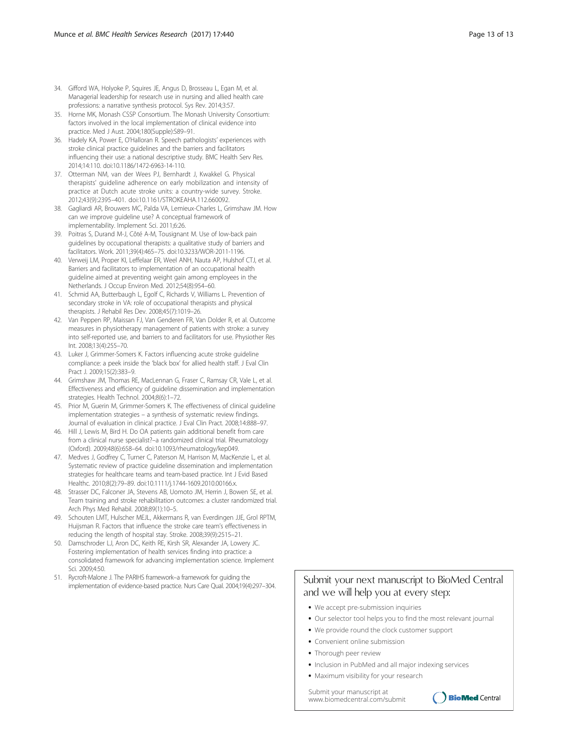34. Gifford WA, Holyoke P, Squires JE, Angus D, Brosseau L, Egan M, et al. Managerial leadership for research use in nursing and allied health care professions: a narrative synthesis protocol. Sys Rev. 2014;3:57.
35. Horne MK, Monash CSSP Consortium. The Monash University Consortium: factors involved in the local implementation of clinical evidence into practice. Med J Aust. 2004;180(Supple):S89–91.
36. Hadely KA, Power E, O'Halloran R. Speech pathologists' experiences with stroke clinical practice guidelines and the barriers and facilitators influencing their use: a national descriptive study. BMC Health Serv Res. 2014;14:110. doi:10.1186/1472-6963-14-110.
37. Otterman NM, van der Wees PJ, Bernhardt J, Kwakkel G. Physical therapists' guideline adherence on early mobilization and intensity of practice at Dutch acute stroke units: a country-wide survey. Stroke. 2012;43(9):2395–401. doi:10.1161/STROKEAHA.112.660092.
38. Gagliardi AR, Brouwers MC, Palda VA, Lemieux-Charles L, Grimshaw JM. How can we improve guideline use? A conceptual framework of implementability. Implement Sci. 2011;6:26.
39. Poitras S, Durand M-J, Côté A-M, Tousignant M. Use of low-back pain guidelines by occupational therapists: a qualitative study of barriers and facilitators. Work. 2011;39(4):465–75. doi:10.3233/WOR-2011-1196.
40. Verweij LM, Proper KI, Leffelaar ER, Weel ANH, Nauta AP, Hulshof CTJ, et al. Barriers and facilitators to implementation of an occupational health guideline aimed at preventing weight gain among employees in the Netherlands. J Occup Environ Med. 2012;54(8):954–60.
41. Schmid AA, Butterbaugh L, Egolf C, Richards V, Williams L. Prevention of secondary stroke in VA: role of occupational therapists and physical therapists. J Rehabil Res Dev. 2008;45(7):1019–26.
42. Van Peppen RP, Maissan FJ, Van Genderen FR, Van Dolder R, et al. Outcome measures in physiotherapy management of patients with stroke: a survey into self-reported use, and barriers to and facilitators for use. Physiother Res Int. 2008;13(4):255–70.
43. Luker J, Grimmer-Somers K. Factors influencing acute stroke guideline compliance: a peek inside the 'black box' for allied health staff. J Eval Clin Pract J. 2009;15(2):383–9.
44. Grimshaw JM, Thomas RE, MacLennan G, Fraser C, Ramsay CR, Vale L, et al. Effectiveness and efficiency of guideline dissemination and implementation strategies. Health Technol. 2004;8(6):1–72.
45. Prior M, Guerin M, Grimmer-Somers K. The effectiveness of clinical guideline implementation strategies – a synthesis of systematic review findings. Journal of evaluation in clinical practice. J Eval Clin Pract. 2008;14:888–97.
46. Hill J, Lewis M, Bird H. Do OA patients gain additional benefit from care from a clinical nurse specialist?–a randomized clinical trial. Rheumatology (Oxford). 2009;48(6):658–64. doi:10.1093/rheumatology/kep049.
47. Medves J, Godfrey C, Turner C, Paterson M, Harrison M, MacKenzie L, et al. Systematic review of practice guideline dissemination and implementation strategies for healthcare teams and team-based practice. Int J Evid Based Healthc. 2010;8(2):79–89. doi:10.1111/j.1744-1609.2010.00166.x.
48. Strasser DC, Falconer JA, Stevens AB, Uomoto JM, Herrin J, Bowen SE, et al. Team training and stroke rehabilitation outcomes: a cluster randomized trial. Arch Phys Med Rehabil. 2008;89(1):10–5.
49. Schouten LMT, Hulscher MEJL, Akkermans R, van Everdingen JJE, Grol RPTM, Huijsman R. Factors that influence the stroke care team's effectiveness in reducing the length of hospital stay. Stroke. 2008;39(9):2515–21.
50. Damschroder LJ, Aron DC, Keith RE, Kirsh SR, Alexander JA, Lowery JC. Fostering implementation of health services finding into practice: a consolidated framework for advancing implementation science. Implement Sci. 2009;4:50.
51. Rycroft-Malone J. The PARIHS framework–a framework for guiding the implementation of evidence-based practice. Nurs Care Qual. 2004;19(4):297–304.

Submit your next manuscript to BioMed Central and we will help you at every step:

- We accept pre-submission inquiries
- Our selector tool helps you to find the most relevant journal
- We provide round the clock customer support
- Convenient online submission
- Thorough peer review
- Inclusion in PubMed and all major indexing services
- Maximum visibility for your research

Submit your manuscript at
www.biomedcentral.com/submit

BioMed Central